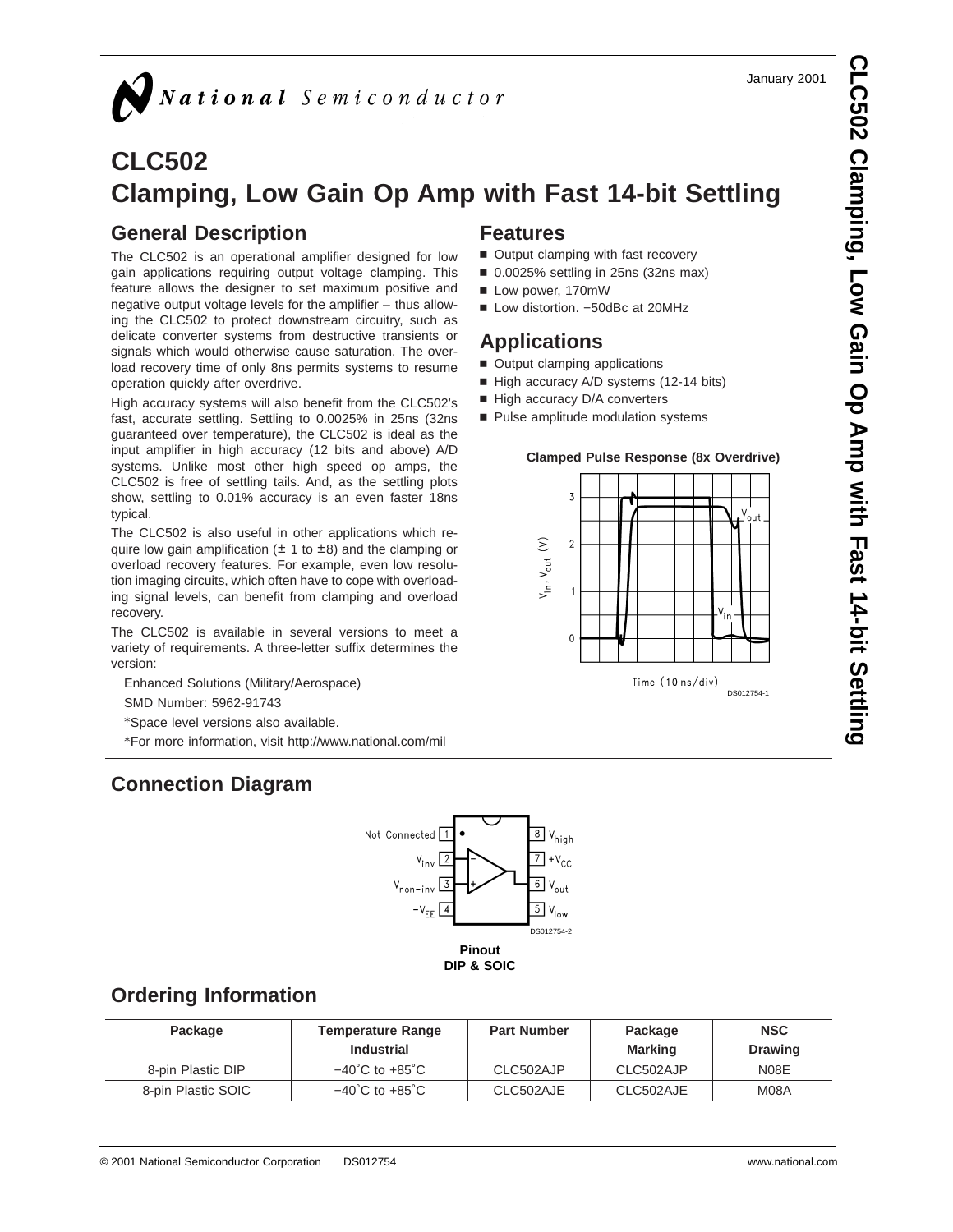January 2001

National Semiconductor

# CLC502 Clamping, Low Gain Op Amp with Fast 14-bit Settling

## General Description

The CLC502 is an operational amplifier designed for low gain applications requiring output voltage clamping. This feature allows the designer to set maximum positive and negative output voltage levels for the amplifier – thus allowing the CLC502 to protect downstream circuitry, such as delicate converter systems from destructive transients or signals which would otherwise cause saturation. The overload recovery time of only 8ns permits systems to resume operation quickly after overdrive.

High accuracy systems will also benefit from the CLC502's fast, accurate settling. Settling to 0.0025% in 25ns (32ns guaranteed over temperature), the CLC502 is ideal as the input amplifier in high accuracy (12 bits and above) A/D systems. Unlike most other high speed op amps, the CLC502 is free of settling tails. And, as the settling plots show, settling to 0.01% accuracy is an even faster 18ns typical.

The CLC502 is also useful in other applications which require low gain amplification (± 1 to ±8) and the clamping or overload recovery features. For example, even low resolution imaging circuits, which often have to cope with overloading signal levels, can benefit from clamping and overload recovery.

The CLC502 is available in several versions to meet a variety of requirements. A three-letter suffix determines the version:

Enhanced Solutions (Military/Aerospace)

SMD Number: 5962-91743

*Space level versions also available.

*For more information, visit http://www.national.com/mil

## Features

- Output clamping with fast recovery
- 0.0025% settling in 25ns (32ns max)
- Low power, 170mW
- Low distortion. −50dBc at 20MHz

## Applications

- Output clamping applications
- High accuracy A/D systems (12-14 bits)
- High accuracy D/A converters
- Pulse amplitude modulation systems

**Clamped Pulse Response (8x Overdrive)**

DS012754-1

## Connection Diagram

Pin 1: Not Connected, Pin 2: $V_{inv}$, Pin 3: $V_{non-inv}$, Pin 4: $-V_{EE}$, Pin 5: $V_{low}$, Pin 6: $V_{out}$, Pin 7: $+V_{CC}$, Pin 8: $V_{high}$

DS012754-2

**Pinout**
**DIP & SOIC**

## Ordering Information

| Package | Temperature Range Industrial | Part Number | Package Marking | NSC Drawing |
|---|---|---|---|---|
| 8-pin Plastic DIP | −40˚C to +85˚C | CLC502AJP | CLC502AJP | N08E |
| 8-pin Plastic SOIC | −40˚C to +85˚C | CLC502AJE | CLC502AJE | M08A |

© 2001 National Semiconductor Corporation DS012754 www.national.com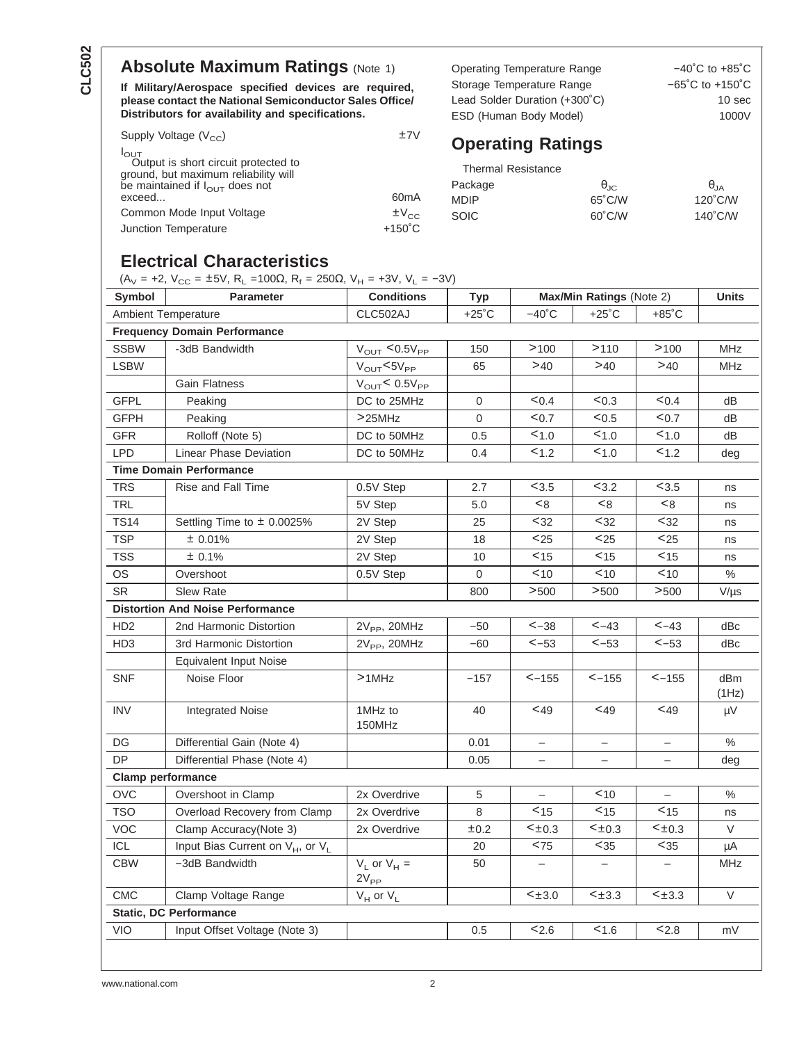## Absolute Maximum Ratings (Note 1)

**If Military/Aerospace specified devices are required, please contact the National Semiconductor Sales Office/ Distributors for availability and specifications.**

| | |
|---|---|
| Supply Voltage ($V_{CC}$) | ±7V |
| $I_{OUT}$ Output is short circuit protected to ground, but maximum reliability will be maintained if $I_{OUT}$ does not exceed... | 60mA |
| Common Mode Input Voltage | $\pm V_{CC}$ |
| Junction Temperature | +150˚C |
| Operating Temperature Range | −40˚C to +85˚C |
| Storage Temperature Range | −65˚C to +150˚C |
| Lead Solder Duration (+300˚C) | 10 sec |
| ESD (Human Body Model) | 1000V |

## Operating Ratings

Thermal Resistance

| Package | $\theta_{JC}$ | $\theta_{JA}$ |
|---|---|---|
| MDIP | 65˚C/W | 120˚C/W |
| SOIC | 60˚C/W | 140˚C/W |

## Electrical Characteristics

($A_V$ = +2, $V_{CC}$ = ±5V, $R_L$ =100Ω, $R_f$ = 250Ω, $V_H$ = +3V, $V_L$ = −3V)

| Symbol | Parameter | Conditions | Typ | Max/Min Ratings (Note 2) | | | Units |
|---|---|---|---|---|---|---|---|
| Ambient Temperature | | CLC502AJ | +25˚C | −40˚C | +25˚C | +85˚C | |
| **Frequency Domain Performance** | | | | | | | |
| SSBW | -3dB Bandwidth | $V_{OUT}$ <0.5$V_{PP}$ | 150 | >100 | >110 | >100 | MHz |
| LSBW | | $V_{OUT}$<5$V_{PP}$ | 65 | >40 | >40 | >40 | MHz |
| | Gain Flatness | $V_{OUT}$< 0.5$V_{PP}$ | | | | | |
| GFPL | Peaking | DC to 25MHz | 0 | <0.4 | <0.3 | <0.4 | dB |
| GFPH | Peaking | >25MHz | 0 | <0.7 | <0.5 | <0.7 | dB |
| GFR | Rolloff (Note 5) | DC to 50MHz | 0.5 | <1.0 | <1.0 | <1.0 | dB |
| LPD | Linear Phase Deviation | DC to 50MHz | 0.4 | <1.2 | <1.0 | <1.2 | deg |
| **Time Domain Performance** | | | | | | | |
| TRS | Rise and Fall Time | 0.5V Step | 2.7 | <3.5 | <3.2 | <3.5 | ns |
| TRL | | 5V Step | 5.0 | <8 | <8 | <8 | ns |
| TS14 | Settling Time to ± 0.0025% | 2V Step | 25 | <32 | <32 | <32 | ns |
| TSP | ± 0.01% | 2V Step | 18 | <25 | <25 | <25 | ns |
| TSS | ± 0.1% | 2V Step | 10 | <15 | <15 | <15 | ns |
| OS | Overshoot | 0.5V Step | 0 | <10 | <10 | <10 | % |
| SR | Slew Rate | | 800 | >500 | >500 | >500 | V/µs |
| **Distortion And Noise Performance** | | | | | | | |
| HD2 | 2nd Harmonic Distortion | 2$V_{PP}$, 20MHz | −50 | <−38 | <−43 | <−43 | dBc |
| HD3 | 3rd Harmonic Distortion | 2$V_{PP}$, 20MHz | −60 | <−53 | <−53 | <−53 | dBc |
| | Equivalent Input Noise | | | | | | |
| SNF | Noise Floor | >1MHz | −157 | <−155 | <−155 | <−155 | dBm (1Hz) |
| INV | Integrated Noise | 1MHz to 150MHz | 40 | <49 | <49 | <49 | µV |
| DG | Differential Gain (Note 4) | | 0.01 | – | – | – | % |
| DP | Differential Phase (Note 4) | | 0.05 | – | – | – | deg |
| **Clamp performance** | | | | | | | |
| OVC | Overshoot in Clamp | 2x Overdrive | 5 | – | <10 | – | % |
| TSO | Overload Recovery from Clamp | 2x Overdrive | 8 | <15 | <15 | <15 | ns |
| VOC | Clamp Accuracy(Note 3) | 2x Overdrive | ±0.2 | <±0.3 | <±0.3 | <±0.3 | V |
| ICL | Input Bias Current on $V_H$, or $V_L$ | | 20 | <75 | <35 | <35 | µA |
| CBW | −3dB Bandwidth | $V_L$ or $V_H$ = 2$V_{PP}$ | 50 | – | – | – | MHz |
| CMC | Clamp Voltage Range | $V_H$ or $V_L$ | | <±3.0 | <±3.3 | <±3.3 | V |
| **Static, DC Performance** | | | | | | | |
| VIO | Input Offset Voltage (Note 3) | | 0.5 | <2.6 | <1.6 | <2.8 | mV |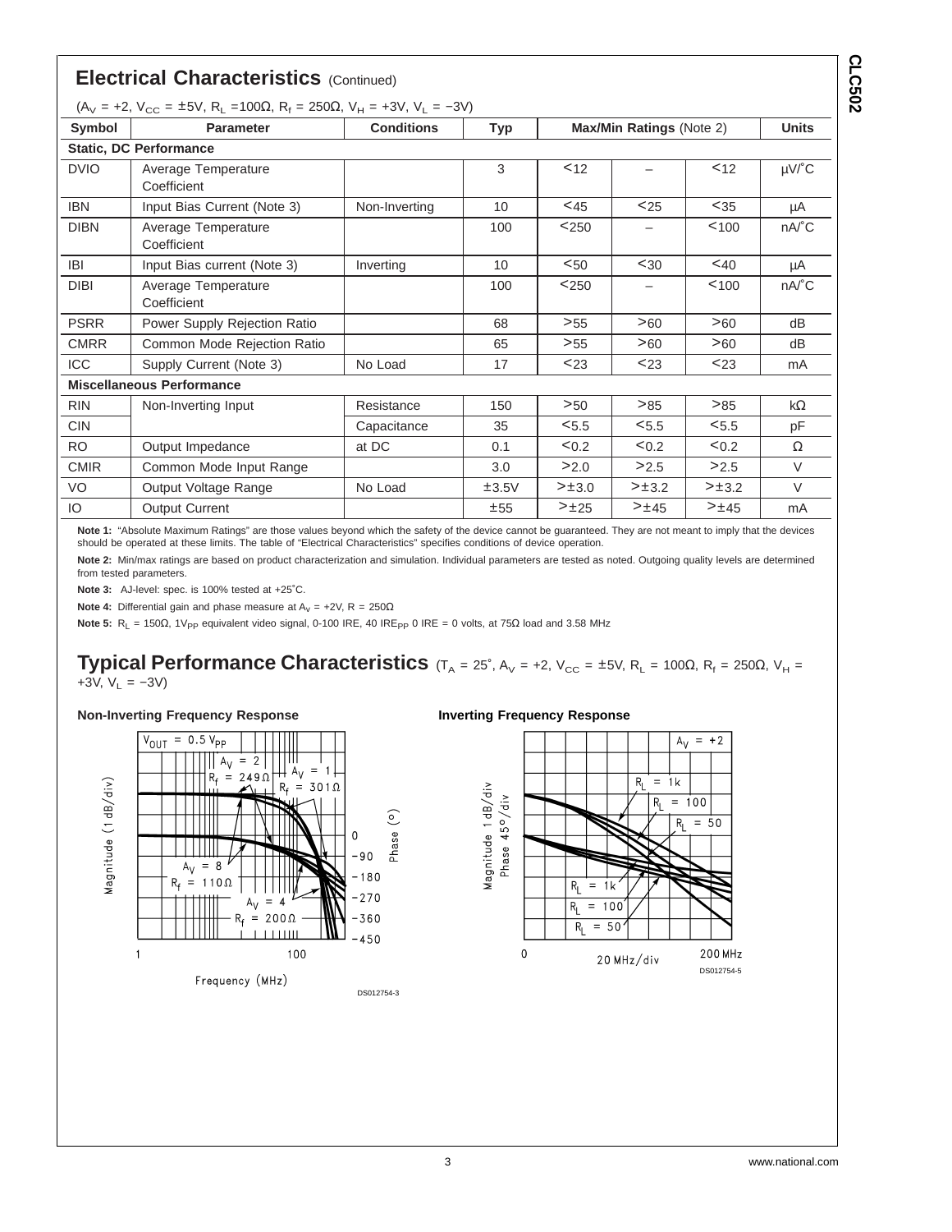## Electrical Characteristics (Continued)

($A_V$ = +2, $V_{CC}$ = ±5V, $R_L$ =100Ω, $R_f$ = 250Ω, $V_H$ = +3V, $V_L$ = −3V)

| Symbol | Parameter | Conditions | Typ | Max/Min Ratings (Note 2) | | | Units |
|---|---|---|---|---|---|---|---|
| **Static, DC Performance** | | | | | | | |
| DVIO | Average Temperature Coefficient | | 3 | <12 | – | <12 | µV/˚C |
| IBN | Input Bias Current (Note 3) | Non-Inverting | 10 | <45 | <25 | <35 | µA |
| DIBN | Average Temperature Coefficient | | 100 | <250 | – | <100 | nA/˚C |
| IBI | Input Bias current (Note 3) | Inverting | 10 | <50 | <30 | <40 | µA |
| DIBI | Average Temperature Coefficient | | 100 | <250 | – | <100 | nA/˚C |
| PSRR | Power Supply Rejection Ratio | | 68 | >55 | >60 | >60 | dB |
| CMRR | Common Mode Rejection Ratio | | 65 | >55 | >60 | >60 | dB |
| ICC | Supply Current (Note 3) | No Load | 17 | <23 | <23 | <23 | mA |
| **Miscellaneous Performance** | | | | | | | |
| RIN | Non-Inverting Input | Resistance | 150 | >50 | >85 | >85 | kΩ |
| CIN | | Capacitance | 35 | <5.5 | <5.5 | <5.5 | pF |
| RO | Output Impedance | at DC | 0.1 | <0.2 | <0.2 | <0.2 | Ω |
| CMIR | Common Mode Input Range | | 3.0 | >2.0 | >2.5 | >2.5 | V |
| VO | Output Voltage Range | No Load | ±3.5V | >±3.0 | >±3.2 | >±3.2 | V |
| IO | Output Current | | ±55 | >±25 | >±45 | >±45 | mA |

**Note 1:** "Absolute Maximum Ratings" are those values beyond which the safety of the device cannot be guaranteed. They are not meant to imply that the devices should be operated at these limits. The table of "Electrical Characteristics" specifies conditions of device operation.

**Note 2:** Min/max ratings are based on product characterization and simulation. Individual parameters are tested as noted. Outgoing quality levels are determined from tested parameters.

**Note 3:** AJ-level: spec. is 100% tested at +25˚C.

**Note 4:** Differential gain and phase measure at $A_V$ = +2V, R = 250Ω

**Note 5:** $R_L$ = 150Ω, $1V_{PP}$ equivalent video signal, 0-100 IRE, 40 $IRE_{PP}$ 0 IRE = 0 volts, at 75Ω load and 3.58 MHz

## Typical Performance Characteristics ($T_A$ = 25˚, $A_V$ = +2, $V_{CC}$ = ±5V, $R_L$ = 100Ω, $R_f$ = 250Ω, $V_H$ = +3V, $V_L$ = −3V)

**Non-Inverting Frequency Response**

DS012754-3

**Inverting Frequency Response**

DS012754-5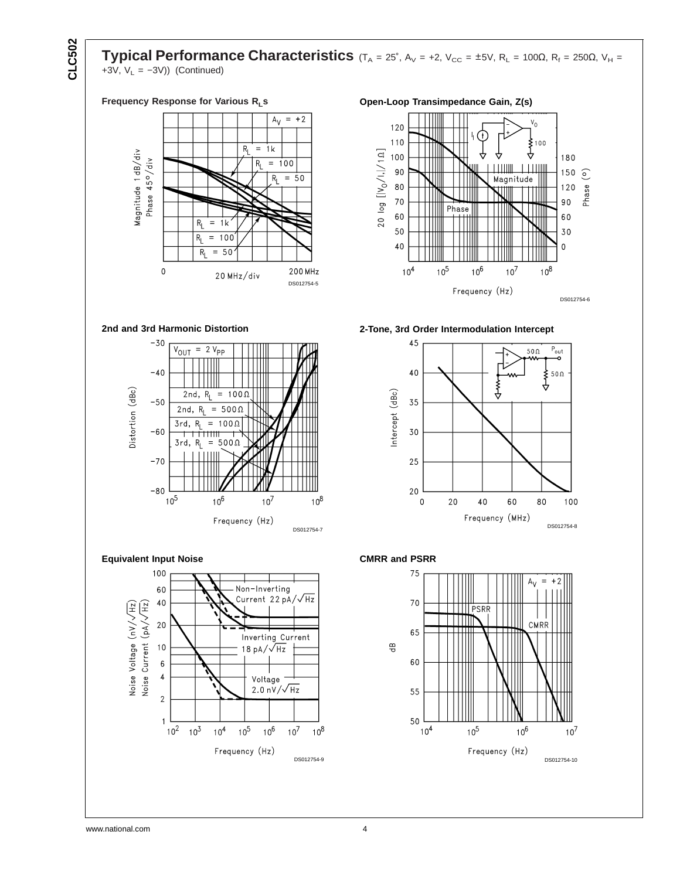## Typical Performance Characteristics ($T_A$ = 25˚, $A_V$ = +2, $V_{CC}$ = ±5V, $R_L$ = 100Ω, $R_f$ = 250Ω, $V_H$ = +3V, $V_L$ = −3V)) (Continued)

**Frequency Response for Various $R_L$s**

DS012754-5

**Open-Loop Transimpedance Gain, Z(s)**

DS012754-6

**2nd and 3rd Harmonic Distortion**

DS012754-7

**2-Tone, 3rd Order Intermodulation Intercept**

DS012754-8

**Equivalent Input Noise**

DS012754-9

**CMRR and PSRR**

DS012754-10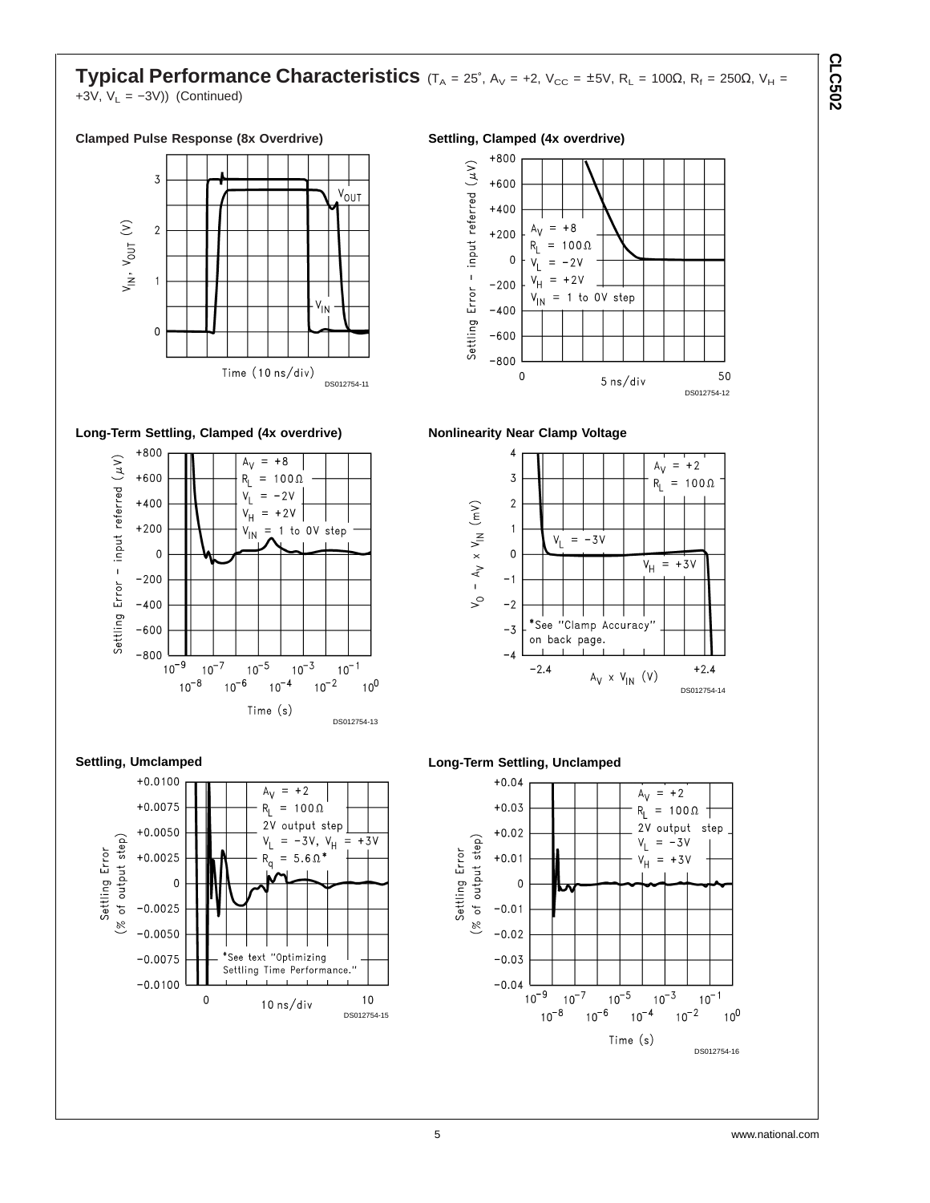## Typical Performance Characteristics ($T_A$ = 25°, $A_V$ = +2, $V_{CC}$ = ±5V, $R_L$ = 100Ω, $R_f$ = 250Ω, $V_H$ = +3V, $V_L$ = −3V)) (Continued)

**Clamped Pulse Response (8x Overdrive)**

DS012754-11

**Settling, Clamped (4x overdrive)**

DS012754-12

**Long-Term Settling, Clamped (4x overdrive)**

DS012754-13

**Nonlinearity Near Clamp Voltage**

DS012754-14

**Settling, Umclamped**

DS012754-15

**Long-Term Settling, Unclamped**

DS012754-16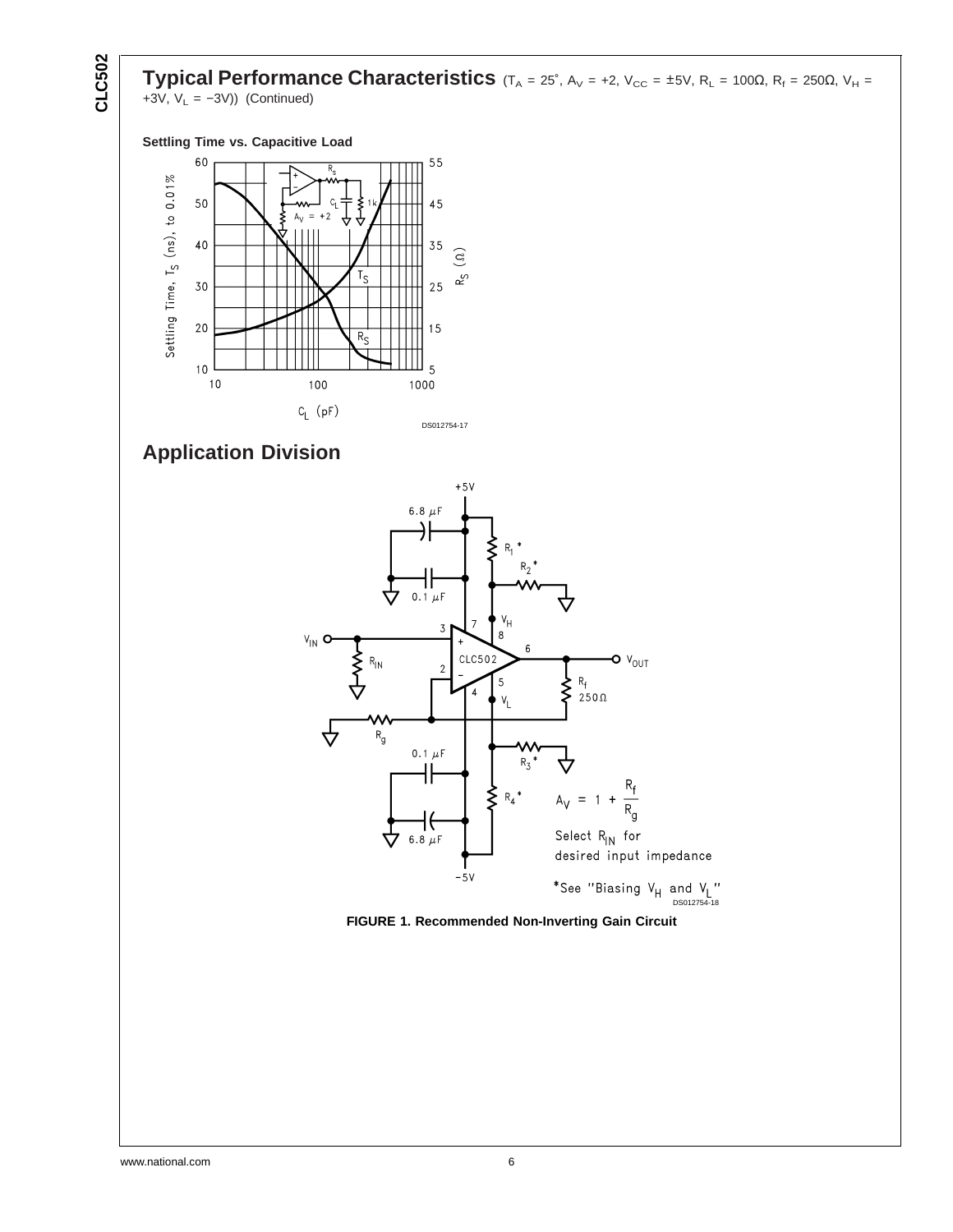## Typical Performance Characteristics ($T_A$ = 25°, $A_V$ = +2, $V_{CC}$ = ±5V, $R_L$ = 100Ω, $R_f$ = 250Ω, $V_H$ = +3V, $V_L$ = −3V)) (Continued)

**Settling Time vs. Capacitive Load**

DS012754-17

## Application Division

$A_V = 1 + \frac{R_f}{R_g}$

Select $R_{IN}$ for desired input impedance

*See "Biasing $V_H$ and $V_L$"

DS012754-18

**FIGURE 1. Recommended Non-Inverting Gain Circuit**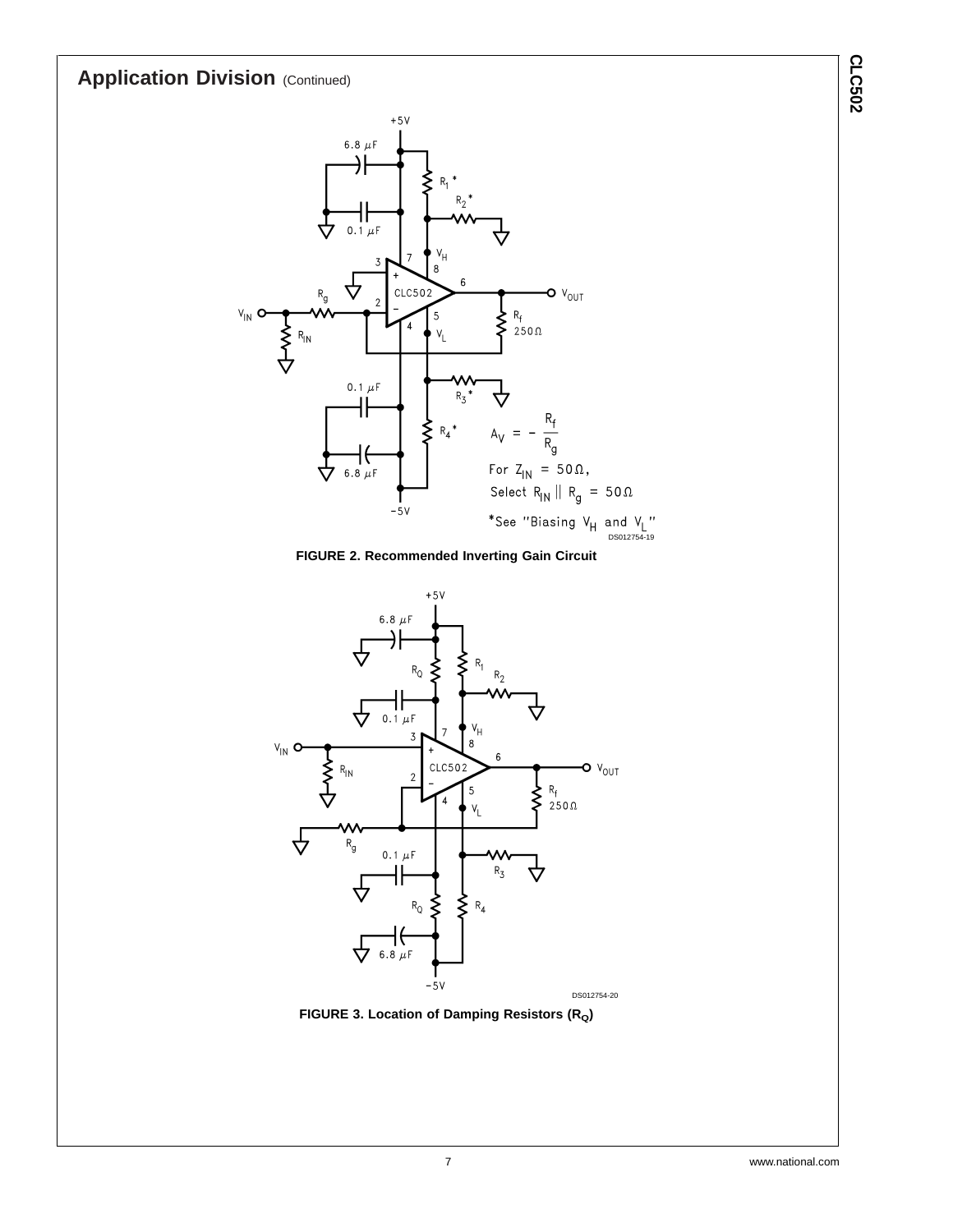## Application Division (Continued)

$$A_V = -\frac{R_f}{R_g}$$

For $Z_{IN} = 50\Omega$,
Select $R_{IN} \parallel R_g = 50\Omega$

*See "Biasing $V_H$ and $V_L$"

**FIGURE 2. Recommended Inverting Gain Circuit**

**FIGURE 3. Location of Damping Resistors ($R_Q$)**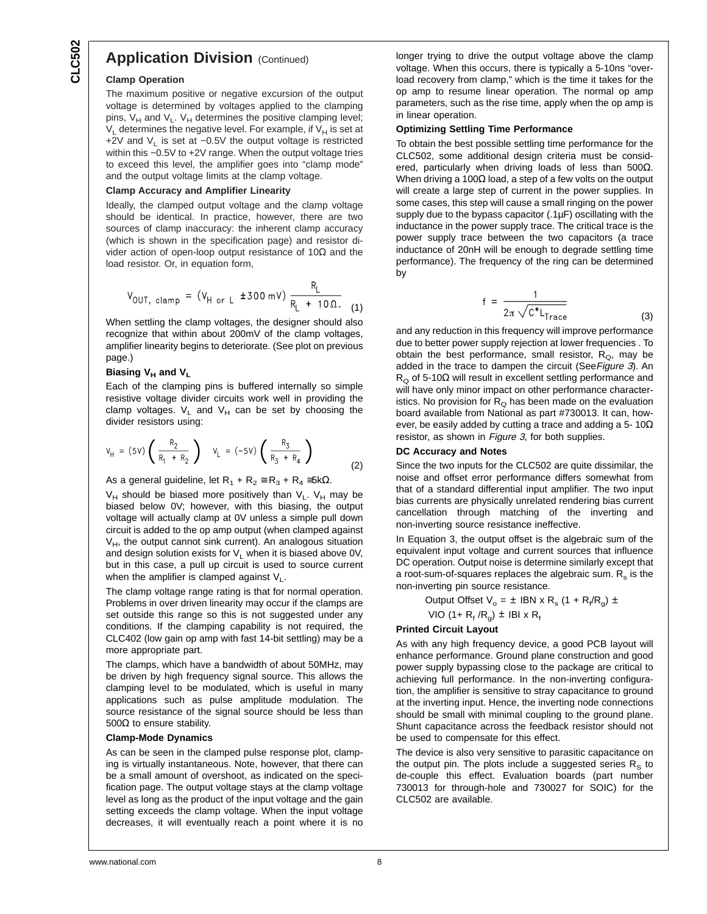## Application Division (Continued)

### Clamp Operation

The maximum positive or negative excursion of the output voltage is determined by voltages applied to the clamping pins, $V_H$ and $V_L$. $V_H$ determines the positive clamping level; $V_L$ determines the negative level. For example, if $V_H$ is set at +2V and $V_L$ is set at −0.5V the output voltage is restricted within this −0.5V to +2V range. When the output voltage tries to exceed this level, the amplifier goes into "clamp mode" and the output voltage limits at the clamp voltage.

### Clamp Accuracy and Amplifier Linearity

Ideally, the clamped output voltage and the clamp voltage should be identical. In practice, however, there are two sources of clamp inaccuracy: the inherent clamp accuracy (which is shown in the specification page) and resistor divider action of open-loop output resistance of 10Ω and the load resistor. Or, in equation form,

$$V_{OUT,\ clamp} = (V_{H\ or\ L} \pm 300\ mV)\frac{R_L}{R_L + 10\Omega} \quad (1)$$

When settling the clamp voltages, the designer should also recognize that within about 200mV of the clamp voltages, amplifier linearity begins to deteriorate. (See plot on previous page.)

### Biasing $V_H$ and $V_L$

Each of the clamping pins is buffered internally so simple resistive voltage divider circuits work well in providing the clamp voltages. $V_L$ and $V_H$ can be set by choosing the divider resistors using:

$$V_H = (5V)\left(\frac{R_2}{R_1 + R_2}\right) \quad V_L = (-5V)\left(\frac{R_3}{R_3 + R_4}\right) \quad (2)$$

As a general guideline, let $R_1 + R_2 \cong R_3 + R_4 \cong 5k\Omega$.

$V_H$ should be biased more positively than $V_L$. $V_H$ may be biased below 0V; however, with this biasing, the output voltage will actually clamp at 0V unless a simple pull down circuit is added to the op amp output (when clamped against $V_H$, the output cannot sink current). An analogous situation and design solution exists for $V_L$ when it is biased above 0V, but in this case, a pull up circuit is used to source current when the amplifier is clamped against $V_L$.

The clamp voltage range rating is that for normal operation. Problems in over driven linearity may occur if the clamps are set outside this range so this is not suggested under any conditions. If the clamping capability is not required, the CLC402 (low gain op amp with fast 14-bit settling) may be a more appropriate part.

The clamps, which have a bandwidth of about 50MHz, may be driven by high frequency signal source. This allows the clamping level to be modulated, which is useful in many applications such as pulse amplitude modulation. The source resistance of the signal source should be less than 500Ω to ensure stability.

### Clamp-Mode Dynamics

As can be seen in the clamped pulse response plot, clamping is virtually instantaneous. Note, however, that there can be a small amount of overshoot, as indicated on the specification page. The output voltage stays at the clamp voltage level as long as the product of the input voltage and the gain setting exceeds the clamp voltage. When the input voltage decreases, it will eventually reach a point where it is no longer trying to drive the output voltage above the clamp voltage. When this occurs, there is typically a 5-10ns "overload recovery from clamp," which is the time it takes for the op amp to resume linear operation. The normal op amp parameters, such as the rise time, apply when the op amp is in linear operation.

### Optimizing Settling Time Performance

To obtain the best possible settling time performance for the CLC502, some additional design criteria must be considered, particularly when driving loads of less than 500Ω. When driving a 100Ω load, a step of a few volts on the output will create a large step of current in the power supplies. In some cases, this step will cause a small ringing on the power supply due to the bypass capacitor (.1µF) oscillating with the inductance in the power supply trace. The critical trace is the power supply trace between the two capacitors (a trace inductance of 20nH will be enough to degrade settling time performance). The frequency of the ring can be determined by

$$f = \frac{1}{2\pi\sqrt{C^{*}L_{Trace}}} \quad (3)$$

and any reduction in this frequency will improve performance due to better power supply rejection at lower frequencies . To obtain the best performance, small resistor, $R_Q$, may be added in the trace to dampen the circuit (See *Figure 3*). An $R_Q$ of 5-10Ω will result in excellent settling performance and will have only minor impact on other performance characteristics. No provision for $R_Q$ has been made on the evaluation board available from National as part #730013. It can, however, be easily added by cutting a trace and adding a 5- 10Ω resistor, as shown in *Figure 3*, for both supplies.

### DC Accuracy and Notes

Since the two inputs for the CLC502 are quite dissimilar, the noise and offset error performance differs somewhat from that of a standard differential input amplifier. The two input bias currents are physically unrelated rendering bias current cancellation through matching of the inverting and non-inverting source resistance ineffective.

In Equation 3, the output offset is the algebraic sum of the equivalent input voltage and current sources that influence DC operation. Output noise is determine similarly except that a root-sum-of-squares replaces the algebraic sum. $R_s$ is the non-inverting pin source resistance.

Output Offset $V_o = \pm$ IBN x $R_s$ $(1 + R_f/R_g) \pm$ VIO $(1 + R_f/R_g) \pm$ IBI x $R_f$

### Printed Circuit Layout

As with any high frequency device, a good PCB layout will enhance performance. Ground plane construction and good power supply bypassing close to the package are critical to achieving full performance. In the non-inverting configuration, the amplifier is sensitive to stray capacitance to ground at the inverting input. Hence, the inverting node connections should be small with minimal coupling to the ground plane. Shunt capacitance across the feedback resistor should not be used to compensate for this effect.

The device is also very sensitive to parasitic capacitance on the output pin. The plots include a suggested series $R_S$ to de-couple this effect. Evaluation boards (part number 730013 for through-hole and 730027 for SOIC) for the CLC502 are available.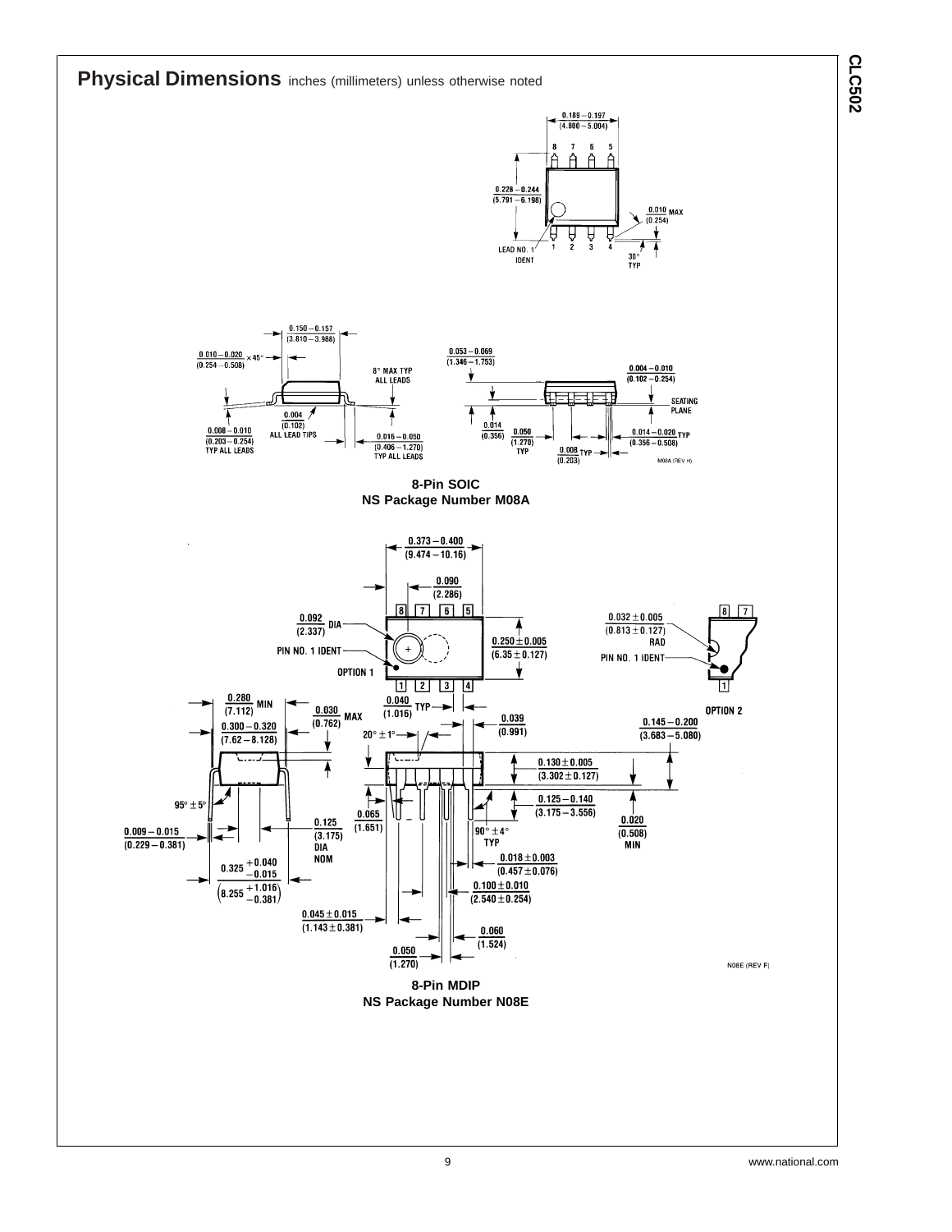# Physical Dimensions inches (millimeters) unless otherwise noted

**8-Pin SOIC**
**NS Package Number M08A**

**8-Pin MDIP**
**NS Package Number N08E**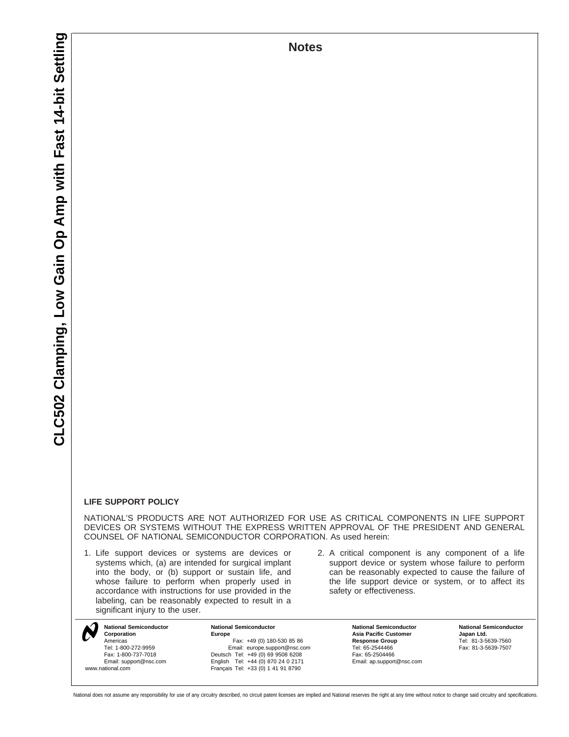## Notes

### LIFE SUPPORT POLICY

NATIONAL'S PRODUCTS ARE NOT AUTHORIZED FOR USE AS CRITICAL COMPONENTS IN LIFE SUPPORT DEVICES OR SYSTEMS WITHOUT THE EXPRESS WRITTEN APPROVAL OF THE PRESIDENT AND GENERAL COUNSEL OF NATIONAL SEMICONDUCTOR CORPORATION. As used herein:

1. Life support devices or systems are devices or systems which, (a) are intended for surgical implant into the body, or (b) support or sustain life, and whose failure to perform when properly used in accordance with instructions for use provided in the labeling, can be reasonably expected to result in a significant injury to the user.

2. A critical component is any component of a life support device or system whose failure to perform can be reasonably expected to cause the failure of the life support device or system, or to affect its safety or effectiveness.

**National Semiconductor Corporation**
Americas
Tel: 1-800-272-9959
Fax: 1-800-737-7018
Email: support@nsc.com
www.national.com

**National Semiconductor Europe**
Fax: +49 (0) 180-530 85 86
Email: europe.support@nsc.com
Deutsch Tel: +49 (0) 69 9508 6208
English Tel: +44 (0) 870 24 0 2171
Français Tel: +33 (0) 1 41 91 8790

**National Semiconductor Asia Pacific Customer Response Group**
Tel: 65-2544466
Fax: 65-2504466
Email: ap.support@nsc.com

**National Semiconductor Japan Ltd.**
Tel: 81-3-5639-7560
Fax: 81-3-5639-7507

National does not assume any responsibility for use of any circuitry described, no circuit patent licenses are implied and National reserves the right at any time without notice to change said circuitry and specifications.